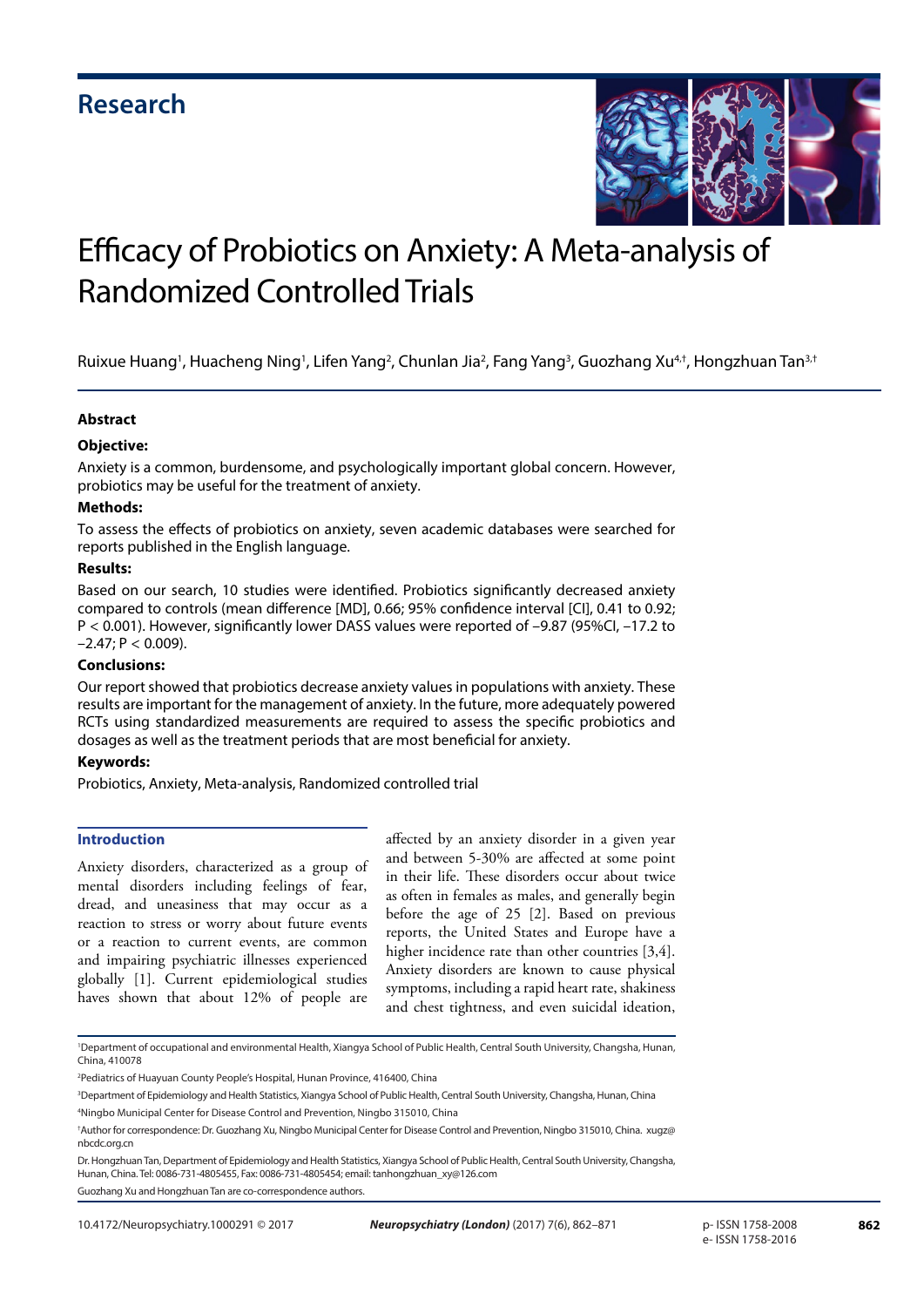# Research

# Efficacy of Probiotics on Anxiety: A Meta-analysis of Randomized Controlled Trials

Ruixue Huang[1], Huacheng Ning[1], Lifen Yang[2], Chunlan Jia[2], Fang Yang[3], Guozhang Xu[4,†], Hongzhuan Tan[3,†]

## Abstract

### Objective:

Anxiety is a common, burdensome, and psychologically important global concern. However, probiotics may be useful for the treatment of anxiety.

### Methods:

To assess the effects of probiotics on anxiety, seven academic databases were searched for reports published in the English language.

### Results:

Based on our search, 10 studies were identified. Probiotics significantly decreased anxiety compared to controls (mean difference [MD], 0.66; 95% confidence interval [CI], 0.41 to 0.92; P < 0.001). However, significantly lower DASS values were reported of –9.87 (95%CI, –17.2 to –2.47; P < 0.009).

### Conclusions:

Our report showed that probiotics decrease anxiety values in populations with anxiety. These results are important for the management of anxiety. In the future, more adequately powered RCTs using standardized measurements are required to assess the specific probiotics and dosages as well as the treatment periods that are most beneficial for anxiety.

### Keywords:

Probiotics, Anxiety, Meta-analysis, Randomized controlled trial

## Introduction

Anxiety disorders, characterized as a group of mental disorders including feelings of fear, dread, and uneasiness that may occur as a reaction to stress or worry about future events or a reaction to current events, are common and impairing psychiatric illnesses experienced globally [1]. Current epidemiological studies haves shown that about 12% of people are affected by an anxiety disorder in a given year and between 5-30% are affected at some point in their life. These disorders occur about twice as often in females as males, and generally begin before the age of 25 [2]. Based on previous reports, the United States and Europe have a higher incidence rate than other countries [3,4]. Anxiety disorders are known to cause physical symptoms, including a rapid heart rate, shakiness and chest tightness, and even suicidal ideation,

---

[1]Department of occupational and environmental Health, Xiangya School of Public Health, Central South University, Changsha, Hunan, China, 410078

[2]Pediatrics of Huayuan County People's Hospital, Hunan Province, 416400, China

[3]Department of Epidemiology and Health Statistics, Xiangya School of Public Health, Central South University, Changsha, Hunan, China

[4]Ningbo Municipal Center for Disease Control and Prevention, Ningbo 315010, China

†Author for correspondence: Dr. Guozhang Xu, Ningbo Municipal Center for Disease Control and Prevention, Ningbo 315010, China. xugz@nbcdc.org.cn

Dr. Hongzhuan Tan, Department of Epidemiology and Health Statistics, Xiangya School of Public Health, Central South University, Changsha, Hunan, China. Tel: 0086-731-4805455, Fax: 0086-731-4805454; email: tanhongzhuan_xy@126.com

Guozhang Xu and Hongzhuan Tan are co-correspondence authors.

10.4172/Neuropsychiatry.1000291 © 2017

p- ISSN 1758-2008
e- ISSN 1758-2016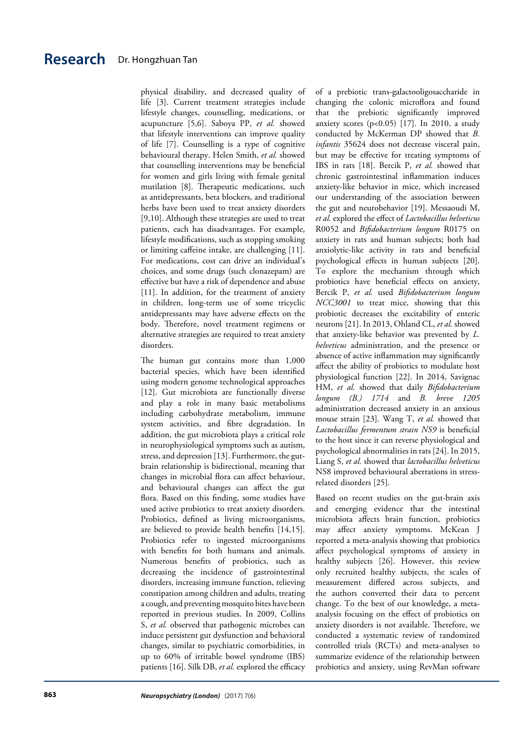physical disability, and decreased quality of life [3]. Current treatment strategies include lifestyle changes, counselling, medications, or acupuncture [5,6]. Saboya PP, *et al.* showed that lifestyle interventions can improve quality of life [7]. Counselling is a type of cognitive behavioural therapy. Helen Smith, *et al.* showed that counselling interventions may be beneficial for women and girls living with female genital mutilation [8]. Therapeutic medications, such as antidepressants, beta blockers, and traditional herbs have been used to treat anxiety disorders [9,10]. Although these strategies are used to treat patients, each has disadvantages. For example, lifestyle modifications, such as stopping smoking or limiting caffeine intake, are challenging [11]. For medications, cost can drive an individual's choices, and some drugs (such clonazepam) are effective but have a risk of dependence and abuse [11]. In addition, for the treatment of anxiety in children, long-term use of some tricyclic antidepressants may have adverse effects on the body. Therefore, novel treatment regimens or alternative strategies are required to treat anxiety disorders.

The human gut contains more than 1,000 bacterial species, which have been identified using modern genome technological approaches [12]. Gut microbiota are functionally diverse and play a role in many basic metabolisms including carbohydrate metabolism, immune system activities, and fibre degradation. In addition, the gut microbiota plays a critical role in neurophysiological symptoms such as autism, stress, and depression [13]. Furthermore, the gut-brain relationship is bidirectional, meaning that changes in microbial flora can affect behaviour, and behavioural changes can affect the gut flora. Based on this finding, some studies have used active probiotics to treat anxiety disorders. Probiotics, defined as living microorganisms, are believed to provide health benefits [14,15]. Probiotics refer to ingested microorganisms with benefits for both humans and animals. Numerous benefits of probiotics, such as decreasing the incidence of gastrointestinal disorders, increasing immune function, relieving constipation among children and adults, treating a cough, and preventing mosquito bites have been reported in previous studies. In 2009, Collins S, *et al.* observed that pathogenic microbes can induce persistent gut dysfunction and behavioral changes, similar to psychiatric comorbidities, in up to 60% of irritable bowel syndrome (IBS) patients [16]. Silk DB, *et al.* explored the efficacy of a prebiotic trans-galactooligosaccharide in changing the colonic microflora and found that the prebiotic significantly improved anxiety scores ($p<0.05$) [17]. In 2010, a study conducted by McKerman DP showed that *B. infantis* 35624 does not decrease visceral pain, but may be effective for treating symptoms of IBS in rats [18]. Bercik P, *et al.* showed that chronic gastrointestinal inflammation induces anxiety-like behavior in mice, which increased our understanding of the association between the gut and neurobehavior [19]. Messaoudi M, *et al.* explored the effect of *Lactobacillus helveticus* R0052 and *Bifidobacterium longum* R0175 on anxiety in rats and human subjects; both had anxiolytic-like activity in rats and beneficial psychological effects in human subjects [20]. To explore the mechanism through which probiotics have beneficial effects on anxiety, Bercik P, *et al.* used *Bifidobacterium longum NCC3001* to treat mice, showing that this probiotic decreases the excitability of enteric neurons [21]. In 2013, Ohland CL, *et al.* showed that anxiety-like behavior was prevented by *L. helveticus* administration, and the presence or absence of active inflammation may significantly affect the ability of probiotics to modulate host physiological function [22]. In 2014, Savignac HM, *et al.* showed that daily *Bifidobacterium longum (B.) 1714* and *B. breve 1205* administration decreased anxiety in an anxious mouse strain [23]. Wang T, *et al.* showed that *Lactobacillus fermentum strain NS9* is beneficial to the host since it can reverse physiological and psychological abnormalities in rats [24]. In 2015, Liang S, *et al.* showed that *lactobacillus helveticus* NS8 improved behavioural aberrations in stress-related disorders [25].

Based on recent studies on the gut-brain axis and emerging evidence that the intestinal microbiota affects brain function, probiotics may affect anxiety symptoms. McKean J reported a meta-analysis showing that probiotics affect psychological symptoms of anxiety in healthy subjects [26]. However, this review only recruited healthy subjects, the scales of measurement differed across subjects, and the authors converted their data to percent change. To the best of our knowledge, a meta-analysis focusing on the effect of probiotics on anxiety disorders is not available. Therefore, we conducted a systematic review of randomized controlled trials (RCTs) and meta-analyses to summarize evidence of the relationship between probiotics and anxiety, using RevMan software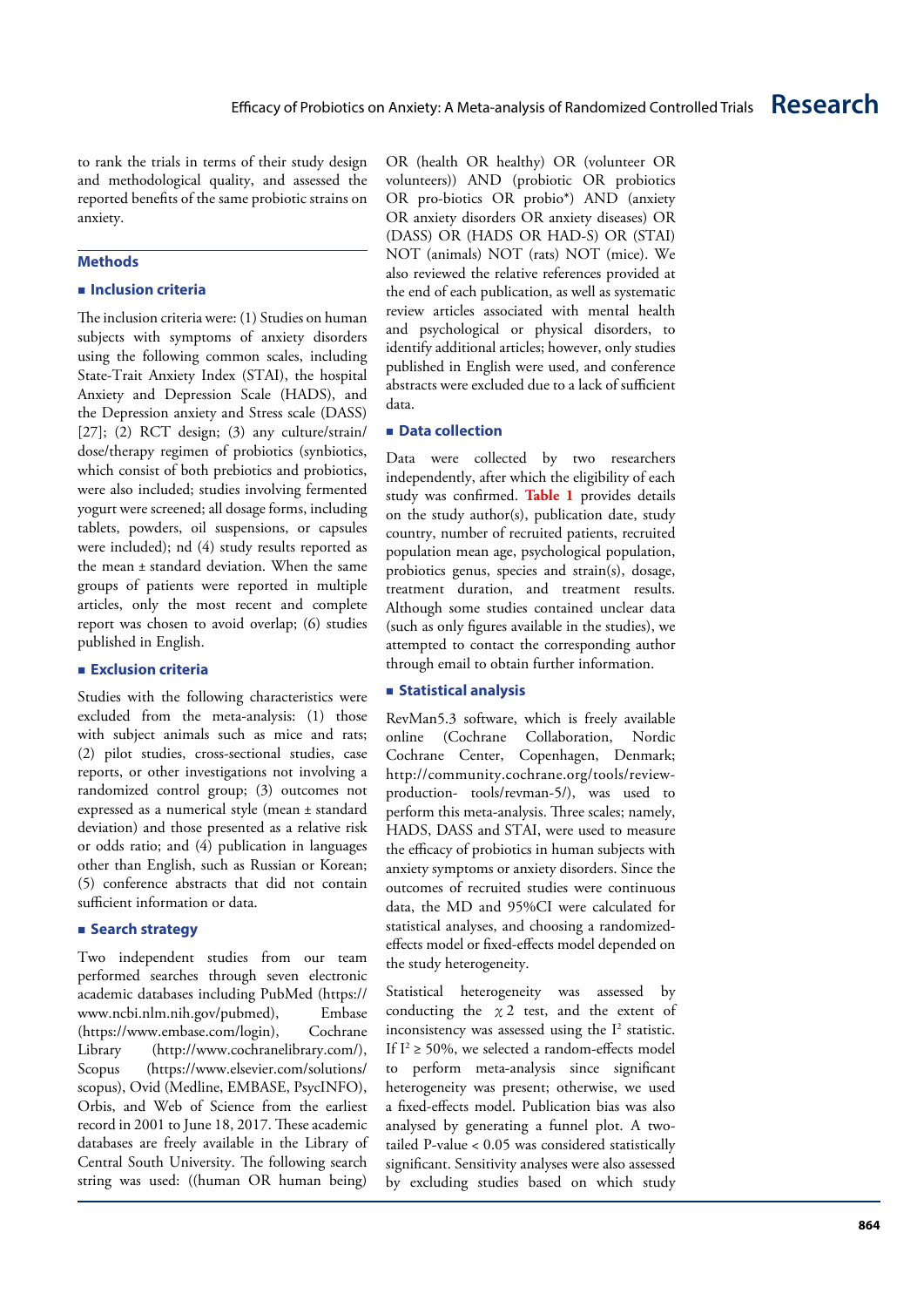to rank the trials in terms of their study design and methodological quality, and assessed the reported benefits of the same probiotic strains on anxiety.

## Methods

### Inclusion criteria

The inclusion criteria were: (1) Studies on human subjects with symptoms of anxiety disorders using the following common scales, including State-Trait Anxiety Index (STAI), the hospital Anxiety and Depression Scale (HADS), and the Depression anxiety and Stress scale (DASS) [27]; (2) RCT design; (3) any culture/strain/dose/therapy regimen of probiotics (synbiotics, which consist of both prebiotics and probiotics, were also included; studies involving fermented yogurt were screened; all dosage forms, including tablets, powders, oil suspensions, or capsules were included); nd (4) study results reported as the mean ± standard deviation. When the same groups of patients were reported in multiple articles, only the most recent and complete report was chosen to avoid overlap; (6) studies published in English.

### Exclusion criteria

Studies with the following characteristics were excluded from the meta-analysis: (1) those with subject animals such as mice and rats; (2) pilot studies, cross-sectional studies, case reports, or other investigations not involving a randomized control group; (3) outcomes not expressed as a numerical style (mean ± standard deviation) and those presented as a relative risk or odds ratio; and (4) publication in languages other than English, such as Russian or Korean; (5) conference abstracts that did not contain sufficient information or data.

### Search strategy

Two independent studies from our team performed searches through seven electronic academic databases including PubMed (https://www.ncbi.nlm.nih.gov/pubmed), Embase (https://www.embase.com/login), Cochrane Library (http://www.cochranelibrary.com/), Scopus (https://www.elsevier.com/solutions/scopus), Ovid (Medline, EMBASE, PsycINFO), Orbis, and Web of Science from the earliest record in 2001 to June 18, 2017. These academic databases are freely available in the Library of Central South University. The following search string was used: ((human OR human being) OR (health OR healthy) OR (volunteer OR volunteers)) AND (probiotic OR probiotics OR pro-biotics OR probio*) AND (anxiety OR anxiety disorders OR anxiety diseases) OR (DASS) OR (HADS OR HAD-S) OR (STAI) NOT (animals) NOT (rats) NOT (mice). We also reviewed the relative references provided at the end of each publication, as well as systematic review articles associated with mental health and psychological or physical disorders, to identify additional articles; however, only studies published in English were used, and conference abstracts were excluded due to a lack of sufficient data.

### Data collection

Data were collected by two researchers independently, after which the eligibility of each study was confirmed. **Table 1** provides details on the study author(s), publication date, study country, number of recruited patients, recruited population mean age, psychological population, probiotics genus, species and strain(s), dosage, treatment duration, and treatment results. Although some studies contained unclear data (such as only figures available in the studies), we attempted to contact the corresponding author through email to obtain further information.

### Statistical analysis

RevMan5.3 software, which is freely available online (Cochrane Collaboration, Nordic Cochrane Center, Copenhagen, Denmark; http://community.cochrane.org/tools/review-production- tools/revman-5/), was used to perform this meta-analysis. Three scales; namely, HADS, DASS and STAI, were used to measure the efficacy of probiotics in human subjects with anxiety symptoms or anxiety disorders. Since the outcomes of recruited studies were continuous data, the MD and 95%CI were calculated for statistical analyses, and choosing a randomized-effects model or fixed-effects model depended on the study heterogeneity.

Statistical heterogeneity was assessed by conducting the $\chi 2$ test, and the extent of inconsistency was assessed using the $I^2$ statistic. If $I^2 \geq 50\%$, we selected a random-effects model to perform meta-analysis since significant heterogeneity was present; otherwise, we used a fixed-effects model. Publication bias was also analysed by generating a funnel plot. A two-tailed P-value < 0.05 was considered statistically significant. Sensitivity analyses were also assessed by excluding studies based on which study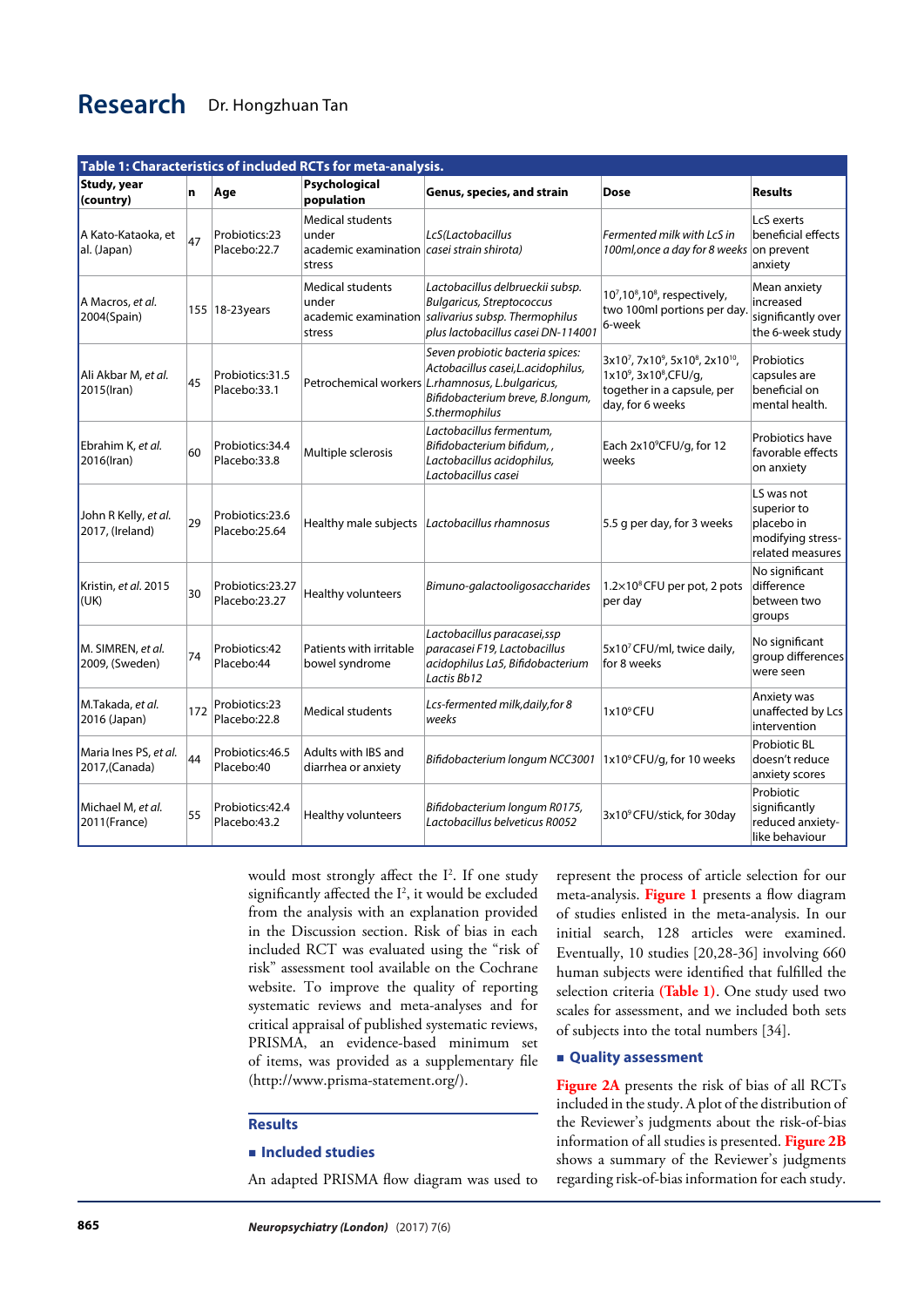**Table 1: Characteristics of included RCTs for meta-analysis.**

| Study, year (country) | n | Age | Psychological population | Genus, species, and strain | Dose | Results |
|---|---|---|---|---|---|---|
| A Kato-Kataoka, et al. (Japan) | 47 | Probiotics:23 Placebo:22.7 | Medical students under academic examination stress | *LcS(Lactobacillus casei strain shirota)* | *Fermented milk with LcS in 100ml,once a day for 8 weeks* | LcS exerts beneficial effects on prevent anxiety |
| A Macros, *et al.* 2004(Spain) | 155 | 18-23years | Medical students under academic examination stress | *Lactobacillus delbrueckii subsp. Bulgaricus, Streptococcus salivarius subsp. Thermophilus plus lactobacillus casei DN-114001* | $10^7$,$10^8$,$10^8$, respectively, two 100ml portions per day. 6-week | Mean anxiety increased significantly over the 6-week study |
| Ali Akbar M, *et al.* 2015(Iran) | 45 | Probiotics:31.5 Placebo:33.1 | Petrochemical workers | *Seven probiotic bacteria spices: Actobacillus casei,L.acidophilus, L.rhamnosus, L.bulgaricus, Bifidobacterium breve, B.longum, S.thermophilus* | $3\times10^7$, $7\times10^9$, $5\times10^8$, $2\times10^{10}$, $1\times10^9$, $3\times10^8$,CFU/g, together in a capsule, per day, for 6 weeks | Probiotics capsules are beneficial on mental health. |
| Ebrahim K, *et al.* 2016(Iran) | 60 | Probiotics:34.4 Placebo:33.8 | Multiple sclerosis | *Lactobacillus fermentum, Bifidobacterium bifidum, , Lactobacillus acidophilus, Lactobacillus casei* | Each $2\times10^9$CFU/g, for 12 weeks | Probiotics have favorable effects on anxiety |
| John R Kelly, *et al.* 2017, (Ireland) | 29 | Probiotics:23.6 Placebo:25.64 | Healthy male subjects | *Lactobacillus rhamnosus* | 5.5 g per day, for 3 weeks | LS was not superior to placebo in modifying stress-related measures |
| Kristin, *et al.* 2015 (UK) | 30 | Probiotics:23.27 Placebo:23.27 | Healthy volunteers | *Bimuno-galactooligosaccharides* | $1.2\times10^8$ CFU per pot, 2 pots per day | No significant difference between two groups |
| M. SIMREN, *et al.* 2009, (Sweden) | 74 | Probiotics:42 Placebo:44 | Patients with irritable bowel syndrome | *Lactobacillus paracasei,ssp paracasei F19, Lactobacillus acidophilus La5, Bifidobacterium Lactis Bb12* | $5\times10^7$ CFU/ml, twice daily, for 8 weeks | No significant group differences were seen |
| M.Takada, *et al.* 2016 (Japan) | 172 | Probiotics:23 Placebo:22.8 | Medical students | *Lcs-fermented milk,daily,for 8 weeks* | $1\times10^9$ CFU | Anxiety was unaffected by Lcs intervention |
| Maria Ines PS, *et al.* 2017,(Canada) | 44 | Probiotics:46.5 Placebo:40 | Adults with IBS and diarrhea or anxiety | *Bifidobacterium longum NCC3001* | $1\times10^9$ CFU/g, for 10 weeks | Probiotic BL doesn't reduce anxiety scores |
| Michael M, *et al.* 2011(France) | 55 | Probiotics:42.4 Placebo:43.2 | Healthy volunteers | *Bifidobacterium longum R0175, Lactobacillus belveticus R0052* | $3\times10^9$ CFU/stick, for 30day | Probiotic significantly reduced anxiety-like behaviour |

would most strongly affect the $I^2$. If one study significantly affected the $I^2$, it would be excluded from the analysis with an explanation provided in the Discussion section. Risk of bias in each included RCT was evaluated using the "risk of risk" assessment tool available on the Cochrane website. To improve the quality of reporting systematic reviews and meta-analyses and for critical appraisal of published systematic reviews, PRISMA, an evidence-based minimum set of items, was provided as a supplementary file (http://www.prisma-statement.org/).

## Results

### Included studies

An adapted PRISMA flow diagram was used to represent the process of article selection for our meta-analysis. **Figure 1** presents a flow diagram of studies enlisted in the meta-analysis. In our initial search, 128 articles were examined. Eventually, 10 studies [20,28-36] involving 660 human subjects were identified that fulfilled the selection criteria **(Table 1)**. One study used two scales for assessment, and we included both sets of subjects into the total numbers [34].

### Quality assessment

**Figure 2A** presents the risk of bias of all RCTs included in the study. A plot of the distribution of the Reviewer's judgments about the risk-of-bias information of all studies is presented. **Figure 2B** shows a summary of the Reviewer's judgments regarding risk-of-bias information for each study.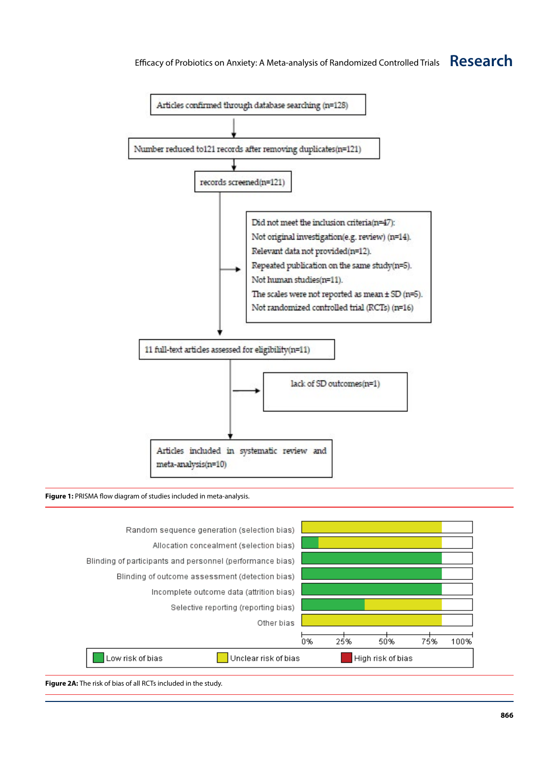Articles confirmed through database searching (n=128)

Number reduced to121 records after removing duplicates(n=121)

records screened(n=121)

Did not meet the inclusion criteria(n=47):
Not original investigation(e.g. review) (n=14).
Relevant data not provided(n=12).
Repeated publication on the same study(n=5).
Not human studies(n=11).
The scales were not reported as mean ± SD (n=5).
Not randomized controlled trial (RCTs) (n=16)

11 full-text articles assessed for eligibility(n=11)

lack of SD outcomes(n=1)

Articles included in systematic review and meta-analysis(n=10)

**Figure 1:** PRISMA flow diagram of studies included in meta-analysis.

Random sequence generation (selection bias)
Allocation concealment (selection bias)
Blinding of participants and personnel (performance bias)
Blinding of outcome assessment (detection bias)
Incomplete outcome data (attrition bias)
Selective reporting (reporting bias)
Other bias

0% 25% 50% 75% 100%

Low risk of bias | Unclear risk of bias | High risk of bias

**Figure 2A:** The risk of bias of all RCTs included in the study.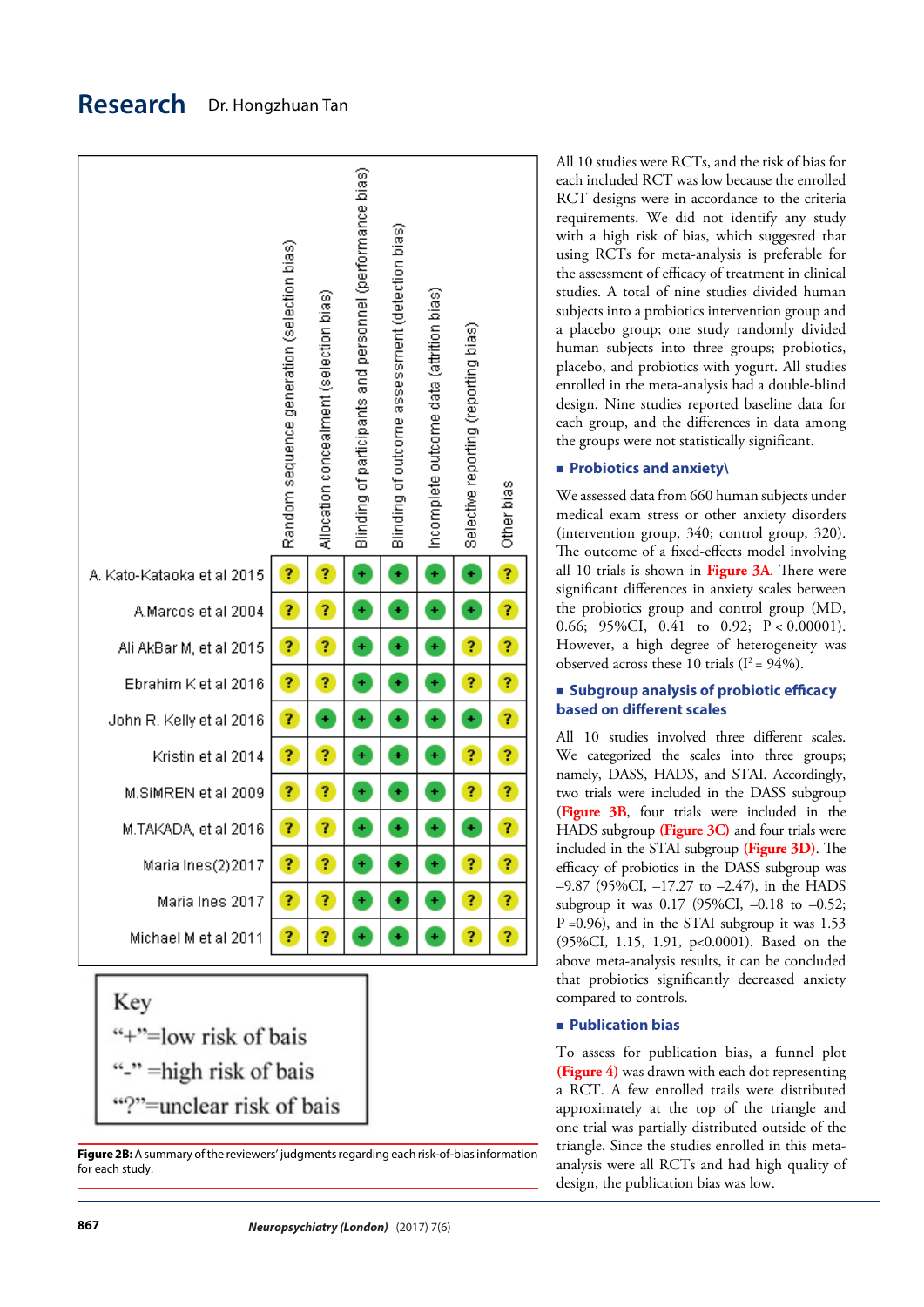| | Random sequence generation (selection bias) | Allocation concealment (selection bias) | Blinding of participants and personnel (performance bias) | Blinding of outcome assessment (detection bias) | Incomplete outcome data (attrition bias) | Selective reporting (reporting bias) | Other bias |
|---|---|---|---|---|---|---|---|
| A. Kato-Kataoka et al 2015 | ? | ? | + | + | + | + | ? |
| A.Marcos et al 2004 | ? | ? | + | + | + | + | ? |
| Ali AkBar M, et al 2015 | ? | ? | + | + | + | ? | ? |
| Ebrahim K et al 2016 | ? | ? | + | + | + | ? | ? |
| John R. Kelly et al 2016 | ? | + | + | + | + | + | ? |
| Kristin et al 2014 | ? | ? | + | + | + | ? | ? |
| M.SiMREN et al 2009 | ? | ? | + | + | + | ? | ? |
| M.TAKADA, et al 2016 | ? | ? | + | + | + | + | ? |
| Maria Ines(2)2017 | ? | ? | + | + | + | ? | ? |
| Maria Ines 2017 | ? | ? | + | + | + | ? | ? |
| Michael M et al 2011 | ? | ? | + | + | + | ? | ? |

Key
"+"=low risk of bais
"-" =high risk of bais
"?"=unclear risk of bais

**Figure 2B:** A summary of the reviewers' judgments regarding each risk-of-bias information for each study.

All 10 studies were RCTs, and the risk of bias for each included RCT was low because the enrolled RCT designs were in accordance to the criteria requirements. We did not identify any study with a high risk of bias, which suggested that using RCTs for meta-analysis is preferable for the assessment of efficacy of treatment in clinical studies. A total of nine studies divided human subjects into a probiotics intervention group and a placebo group; one study randomly divided human subjects into three groups; probiotics, placebo, and probiotics with yogurt. All studies enrolled in the meta-analysis had a double-blind design. Nine studies reported baseline data for each group, and the differences in data among the groups were not statistically significant.

## Probiotics and anxiety\

We assessed data from 660 human subjects under medical exam stress or other anxiety disorders (intervention group, 340; control group, 320). The outcome of a fixed-effects model involving all 10 trials is shown in **Figure 3A**. There were significant differences in anxiety scales between the probiotics group and control group (MD, 0.66; 95%CI, 0.41 to 0.92; $P < 0.00001$). However, a high degree of heterogeneity was observed across these 10 trials ($I^2 = 94\%$).

## Subgroup analysis of probiotic efficacy based on different scales

All 10 studies involved three different scales. We categorized the scales into three groups; namely, DASS, HADS, and STAI. Accordingly, two trials were included in the DASS subgroup (**Figure 3B**, four trials were included in the HADS subgroup **(Figure 3C)** and four trials were included in the STAI subgroup **(Figure 3D)**. The efficacy of probiotics in the DASS subgroup was –9.87 (95%CI, –17.27 to –2.47), in the HADS subgroup it was 0.17 (95%CI, –0.18 to –0.52; P =0.96), and in the STAI subgroup it was 1.53 (95%CI, 1.15, 1.91, p<0.0001). Based on the above meta-analysis results, it can be concluded that probiotics significantly decreased anxiety compared to controls.

## Publication bias

To assess for publication bias, a funnel plot **(Figure 4)** was drawn with each dot representing a RCT. A few enrolled trails were distributed approximately at the top of the triangle and one trial was partially distributed outside of the triangle. Since the studies enrolled in this meta-analysis were all RCTs and had high quality of design, the publication bias was low.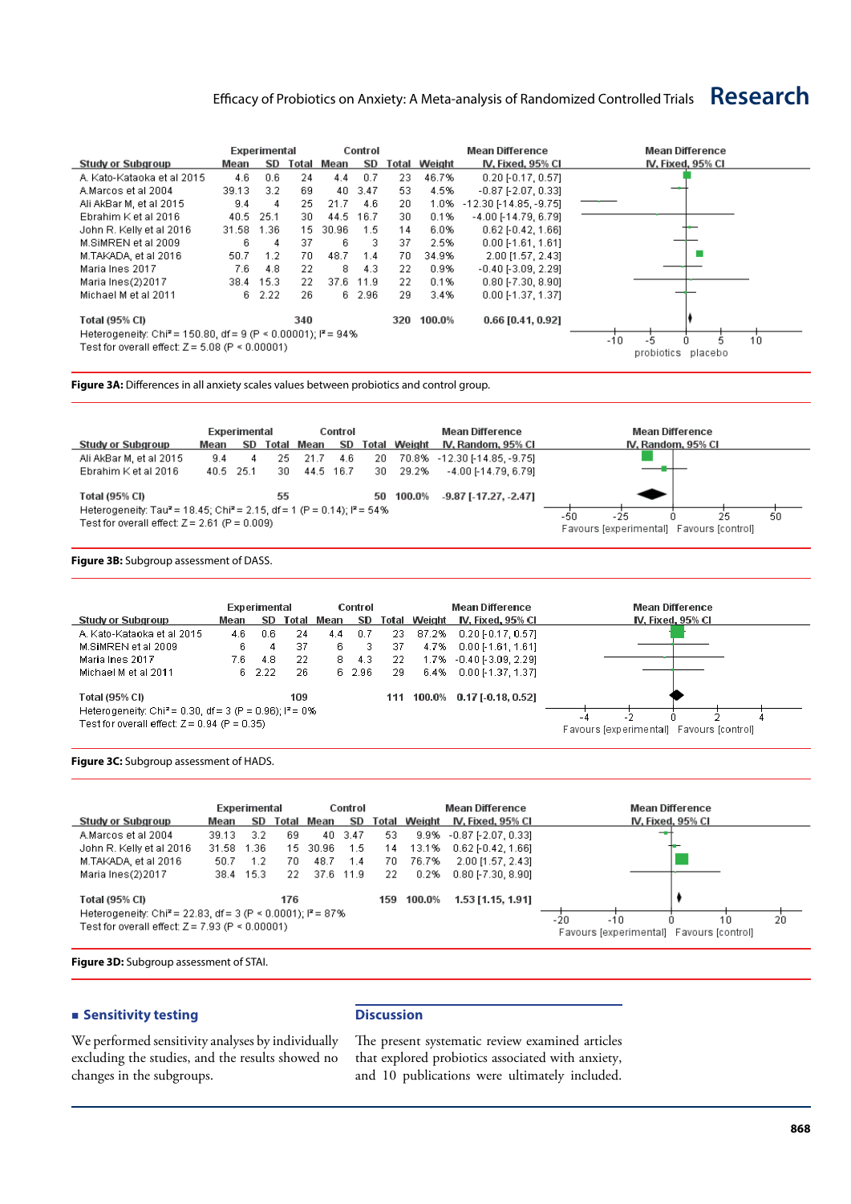| Study or Subgroup | Experimental Mean | SD | Total | Control Mean | SD | Total | Weight | Mean Difference IV, Fixed, 95% CI |
|---|---|---|---|---|---|---|---|---|
| A. Kato-Kataoka et al 2015 | 4.6 | 0.6 | 24 | 4.4 | 0.7 | 23 | 46.7% | 0.20 [-0.17, 0.57] |
| A.Marcos et al 2004 | 39.13 | 3.2 | 69 | 40 | 3.47 | 53 | 4.5% | -0.87 [-2.07, 0.33] |
| Ali AkBar M, et al 2015 | 9.4 | 4 | 25 | 21.7 | 4.6 | 20 | 1.0% | -12.30 [-14.85, -9.75] |
| Ebrahim K et al 2016 | 40.5 | 25.1 | 30 | 44.5 | 16.7 | 30 | 0.1% | -4.00 [-14.79, 6.79] |
| John R. Kelly et al 2016 | 31.58 | 1.36 | 15 | 30.96 | 1.5 | 14 | 6.0% | 0.62 [-0.42, 1.66] |
| M.SIMREN et al 2009 | 6 | 4 | 37 | 6 | 3 | 37 | 2.5% | 0.00 [-1.61, 1.61] |
| M.TAKADA, et al 2016 | 50.7 | 1.2 | 70 | 48.7 | 1.4 | 70 | 34.9% | 2.00 [1.57, 2.43] |
| Maria Ines 2017 | 7.6 | 4.8 | 22 | 8 | 4.3 | 22 | 0.9% | -0.40 [-3.09, 2.29] |
| Maria Ines(2)2017 | 38.4 | 15.3 | 22 | 37.6 | 11.9 | 22 | 0.1% | 0.80 [-7.30, 8.90] |
| Michael M et al 2011 | 6 | 2.22 | 26 | 6 | 2.96 | 29 | 3.4% | 0.00 [-1.37, 1.37] |
| **Total (95% CI)** | | | **340** | | | **320** | **100.0%** | **0.66 [0.41, 0.92]** |

Heterogeneity: $Chi^2 = 150.80$, df = 9 ($P < 0.00001$); $I^2 = 94\%$
Test for overall effect: $Z = 5.08$ ($P < 0.00001$)

**Figure 3A:** Differences in all anxiety scales values between probiotics and control group.

| Study or Subgroup | Experimental Mean | SD | Total | Control Mean | SD | Total | Weight | Mean Difference IV, Random, 95% CI |
|---|---|---|---|---|---|---|---|---|
| Ali AkBar M, et al 2015 | 9.4 | 4 | 25 | 21.7 | 4.6 | 20 | 70.8% | -12.30 [-14.85, -9.75] |
| Ebrahim K et al 2016 | 40.5 | 25.1 | 30 | 44.5 | 16.7 | 30 | 29.2% | -4.00 [-14.79, 6.79] |
| **Total (95% CI)** | | | **55** | | | **50** | **100.0%** | **-9.87 [-17.27, -2.47]** |

Heterogeneity: $Tau^2 = 18.45$; $Chi^2 = 2.15$, df = 1 ($P = 0.14$); $I^2 = 54\%$
Test for overall effect: $Z = 2.61$ ($P = 0.009$)

**Figure 3B:** Subgroup assessment of DASS.

| Study or Subgroup | Experimental Mean | SD | Total | Control Mean | SD | Total | Weight | Mean Difference IV, Fixed, 95% CI |
|---|---|---|---|---|---|---|---|---|
| A. Kato-Kataoka et al 2015 | 4.6 | 0.6 | 24 | 4.4 | 0.7 | 23 | 87.2% | 0.20 [-0.17, 0.57] |
| M.SIMREN et al 2009 | 6 | 4 | 37 | 6 | 3 | 37 | 4.7% | 0.00 [-1.61, 1.61] |
| Maria Ines 2017 | 7.6 | 4.8 | 22 | 8 | 4.3 | 22 | 1.7% | -0.40 [-3.09, 2.29] |
| Michael M et al 2011 | 6 | 2.22 | 26 | 6 | 2.96 | 29 | 6.4% | 0.00 [-1.37, 1.37] |
| **Total (95% CI)** | | | **109** | | | **111** | **100.0%** | **0.17 [-0.18, 0.52]** |

Heterogeneity: $Chi^2 = 0.30$, df = 3 ($P = 0.96$); $I^2 = 0\%$
Test for overall effect: $Z = 0.94$ ($P = 0.35$)

**Figure 3C:** Subgroup assessment of HADS.

| Study or Subgroup | Experimental Mean | SD | Total | Control Mean | SD | Total | Weight | Mean Difference IV, Fixed, 95% CI |
|---|---|---|---|---|---|---|---|---|
| A.Marcos et al 2004 | 39.13 | 3.2 | 69 | 40 | 3.47 | 53 | 9.9% | -0.87 [-2.07, 0.33] |
| John R. Kelly et al 2016 | 31.58 | 1.36 | 15 | 30.96 | 1.5 | 14 | 13.1% | 0.62 [-0.42, 1.66] |
| M.TAKADA, et al 2016 | 50.7 | 1.2 | 70 | 48.7 | 1.4 | 70 | 76.7% | 2.00 [1.57, 2.43] |
| Maria Ines(2)2017 | 38.4 | 15.3 | 22 | 37.6 | 11.9 | 22 | 0.2% | 0.80 [-7.30, 8.90] |
| **Total (95% CI)** | | | **176** | | | **159** | **100.0%** | **1.53 [1.15, 1.91]** |

Heterogeneity: $Chi^2 = 22.83$, df = 3 ($P < 0.0001$); $I^2 = 87\%$
Test for overall effect: $Z = 7.93$ ($P < 0.00001$)

**Figure 3D:** Subgroup assessment of STAI.

## Sensitivity testing

We performed sensitivity analyses by individually excluding the studies, and the results showed no changes in the subgroups.

## Discussion

The present systematic review examined articles that explored probiotics associated with anxiety, and 10 publications were ultimately included.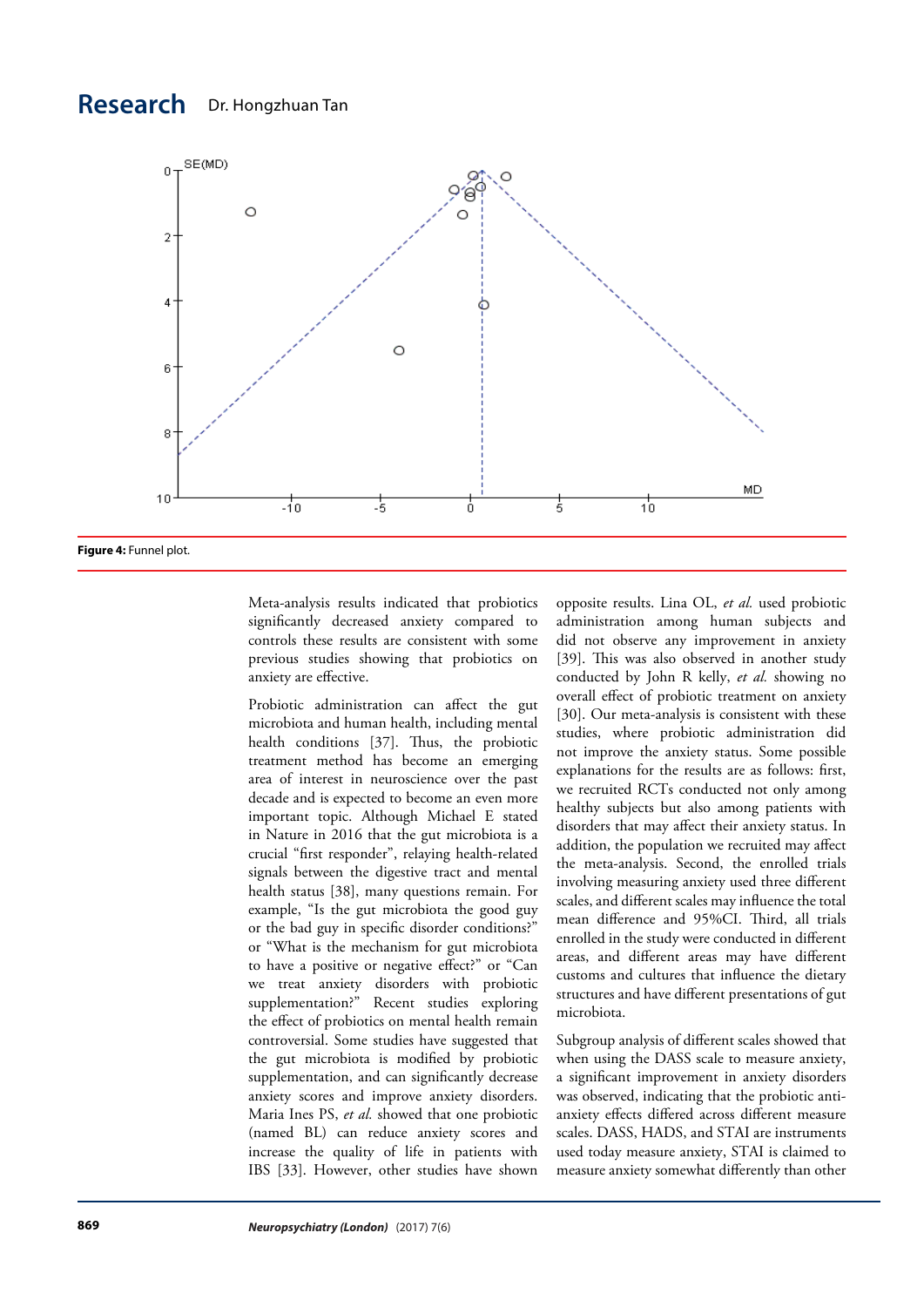**Figure 4:** Funnel plot.

Meta-analysis results indicated that probiotics significantly decreased anxiety compared to controls these results are consistent with some previous studies showing that probiotics on anxiety are effective.

Probiotic administration can affect the gut microbiota and human health, including mental health conditions [37]. Thus, the probiotic treatment method has become an emerging area of interest in neuroscience over the past decade and is expected to become an even more important topic. Although Michael E stated in Nature in 2016 that the gut microbiota is a crucial "first responder", relaying health-related signals between the digestive tract and mental health status [38], many questions remain. For example, "Is the gut microbiota the good guy or the bad guy in specific disorder conditions?" or "What is the mechanism for gut microbiota to have a positive or negative effect?" or "Can we treat anxiety disorders with probiotic supplementation?" Recent studies exploring the effect of probiotics on mental health remain controversial. Some studies have suggested that the gut microbiota is modified by probiotic supplementation, and can significantly decrease anxiety scores and improve anxiety disorders. Maria Ines PS, *et al.* showed that one probiotic (named BL) can reduce anxiety scores and increase the quality of life in patients with IBS [33]. However, other studies have shown opposite results. Lina OL, *et al.* used probiotic administration among human subjects and did not observe any improvement in anxiety [39]. This was also observed in another study conducted by John R kelly, *et al.* showing no overall effect of probiotic treatment on anxiety [30]. Our meta-analysis is consistent with these studies, where probiotic administration did not improve the anxiety status. Some possible explanations for the results are as follows: first, we recruited RCTs conducted not only among healthy subjects but also among patients with disorders that may affect their anxiety status. In addition, the population we recruited may affect the meta-analysis. Second, the enrolled trials involving measuring anxiety used three different scales, and different scales may influence the total mean difference and 95%CI. Third, all trials enrolled in the study were conducted in different areas, and different areas may have different customs and cultures that influence the dietary structures and have different presentations of gut microbiota.

Subgroup analysis of different scales showed that when using the DASS scale to measure anxiety, a significant improvement in anxiety disorders was observed, indicating that the probiotic anti-anxiety effects differed across different measure scales. DASS, HADS, and STAI are instruments used today measure anxiety, STAI is claimed to measure anxiety somewhat differently than other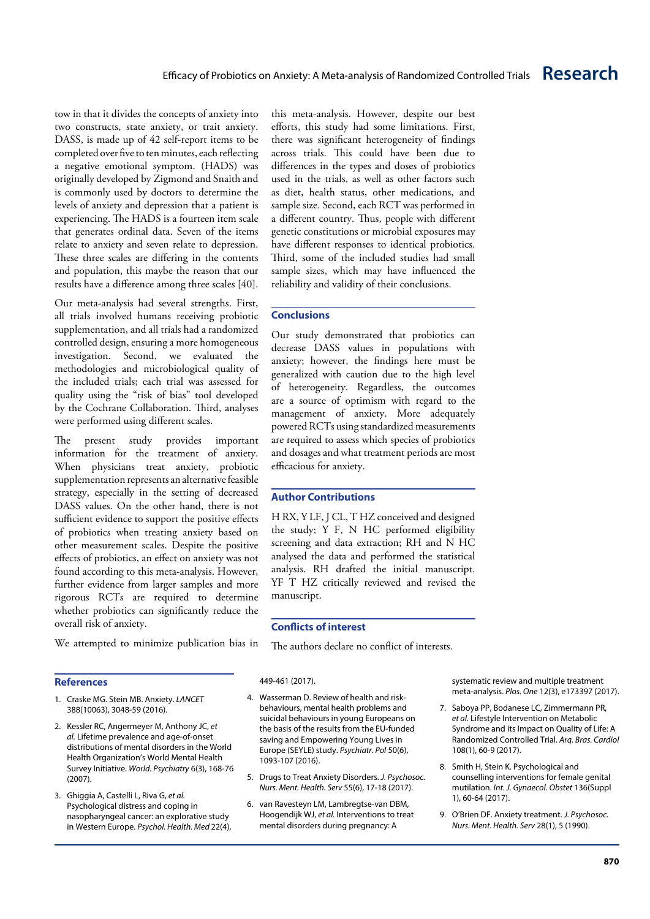tow in that it divides the concepts of anxiety into two constructs, state anxiety, or trait anxiety. DASS, is made up of 42 self-report items to be completed over five to ten minutes, each reflecting a negative emotional symptom. (HADS) was originally developed by Zigmond and Snaith and is commonly used by doctors to determine the levels of anxiety and depression that a patient is experiencing. The HADS is a fourteen item scale that generates ordinal data. Seven of the items relate to anxiety and seven relate to depression. These three scales are differing in the contents and population, this maybe the reason that our results have a difference among three scales [40].

Our meta-analysis had several strengths. First, all trials involved humans receiving probiotic supplementation, and all trials had a randomized controlled design, ensuring a more homogeneous investigation. Second, we evaluated the methodologies and microbiological quality of the included trials; each trial was assessed for quality using the "risk of bias" tool developed by the Cochrane Collaboration. Third, analyses were performed using different scales.

The present study provides important information for the treatment of anxiety. When physicians treat anxiety, probiotic supplementation represents an alternative feasible strategy, especially in the setting of decreased DASS values. On the other hand, there is not sufficient evidence to support the positive effects of probiotics when treating anxiety based on other measurement scales. Despite the positive effects of probiotics, an effect on anxiety was not found according to this meta-analysis. However, further evidence from larger samples and more rigorous RCTs are required to determine whether probiotics can significantly reduce the overall risk of anxiety.

We attempted to minimize publication bias in this meta-analysis. However, despite our best efforts, this study had some limitations. First, there was significant heterogeneity of findings across trials. This could have been due to differences in the types and doses of probiotics used in the trials, as well as other factors such as diet, health status, other medications, and sample size. Second, each RCT was performed in a different country. Thus, people with different genetic constitutions or microbial exposures may have different responses to identical probiotics. Third, some of the included studies had small sample sizes, which may have influenced the reliability and validity of their conclusions.

## Conclusions

Our study demonstrated that probiotics can decrease DASS values in populations with anxiety; however, the findings here must be generalized with caution due to the high level of heterogeneity. Regardless, the outcomes are a source of optimism with regard to the management of anxiety. More adequately powered RCTs using standardized measurements are required to assess which species of probiotics and dosages and what treatment periods are most efficacious for anxiety.

## Author Contributions

H RX, Y LF, J CL, T HZ conceived and designed the study; Y F, N HC performed eligibility screening and data extraction; RH and N HC analysed the data and performed the statistical analysis. RH drafted the initial manuscript. YF T HZ critically reviewed and revised the manuscript.

## Conflicts of interest

The authors declare no conflict of interests.

## References

1. Craske MG. Stein MB. Anxiety. *LANCET* 388(10063), 3048-59 (2016).
2. Kessler RC, Angermeyer M, Anthony JC, *et al.* Lifetime prevalence and age-of-onset distributions of mental disorders in the World Health Organization's World Mental Health Survey Initiative. *World. Psychiatry* 6(3), 168-76 (2007).
3. Ghiggia A, Castelli L, Riva G, *et al.* Psychological distress and coping in nasopharyngeal cancer: an explorative study in Western Europe. *Psychol. Health. Med* 22(4), 449-461 (2017).
4. Wasserman D. Review of health and risk-behaviours, mental health problems and suicidal behaviours in young Europeans on the basis of the results from the EU-funded saving and Empowering Young Lives in Europe (SEYLE) study. *Psychiatr. Pol* 50(6), 1093-107 (2016).
5. Drugs to Treat Anxiety Disorders. *J. Psychosoc. Nurs. Ment. Health. Serv* 55(6), 17-18 (2017).
6. van Ravesteyn LM, Lambregtse-van DBM, Hoogendijk WJ, *et al.* Interventions to treat mental disorders during pregnancy: A systematic review and multiple treatment meta-analysis. *Plos. One* 12(3), e173397 (2017).
7. Saboya PP, Bodanese LC, Zimmermann PR, *et al.* Lifestyle Intervention on Metabolic Syndrome and its Impact on Quality of Life: A Randomized Controlled Trial. *Arq. Bras. Cardiol* 108(1), 60-9 (2017).
8. Smith H, Stein K. Psychological and counselling interventions for female genital mutilation. *Int. J. Gynaecol. Obstet* 136(Suppl 1), 60-64 (2017).
9. O'Brien DF. Anxiety treatment. *J. Psychosoc. Nurs. Ment. Health. Serv* 28(1), 5 (1990).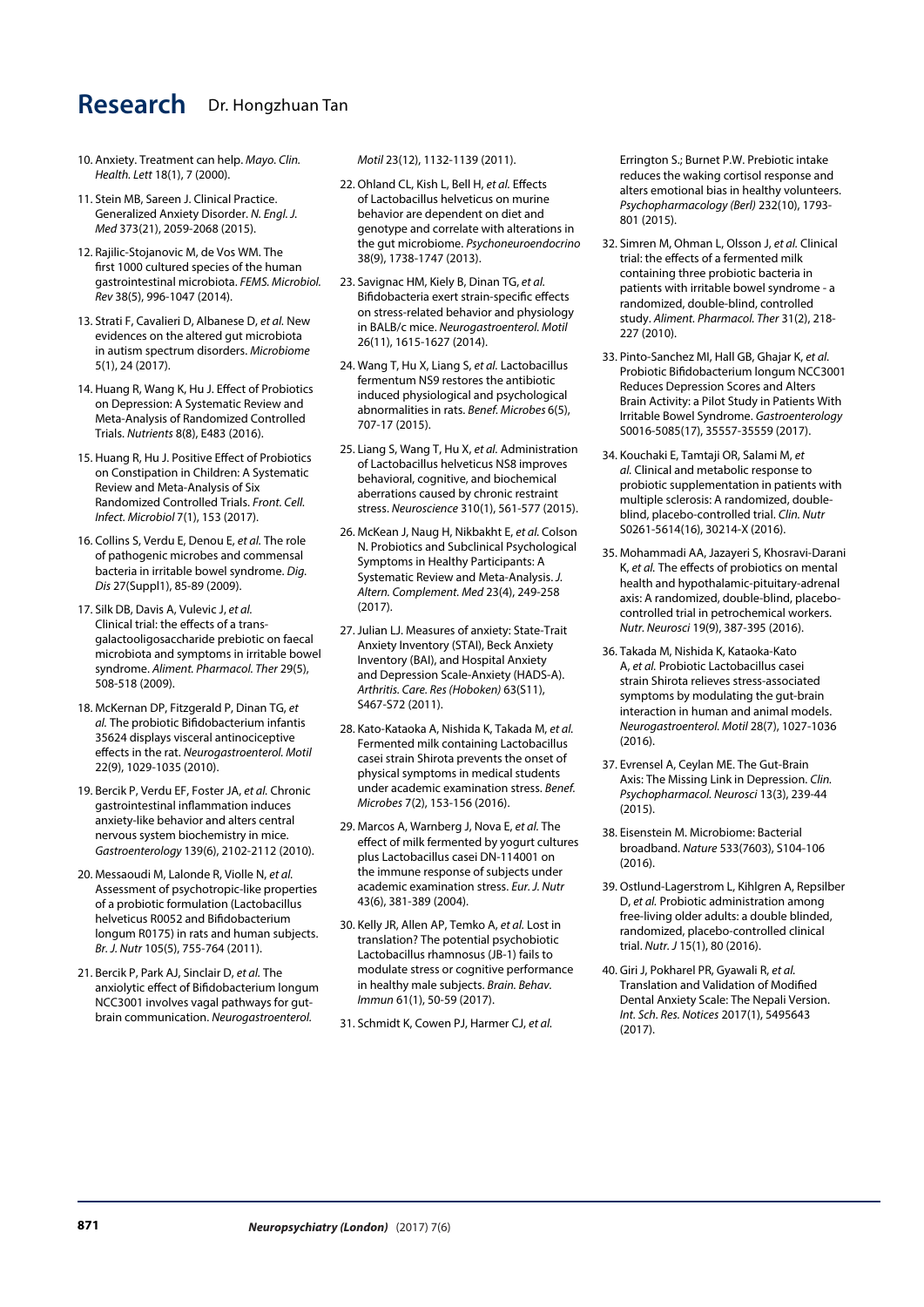10. Anxiety. Treatment can help. *Mayo. Clin. Health. Lett* 18(1), 7 (2000).

11. Stein MB, Sareen J. Clinical Practice. Generalized Anxiety Disorder. *N. Engl. J. Med* 373(21), 2059-2068 (2015).

12. Rajilic-Stojanovic M, de Vos WM. The first 1000 cultured species of the human gastrointestinal microbiota. *FEMS. Microbiol. Rev* 38(5), 996-1047 (2014).

13. Strati F, Cavalieri D, Albanese D, *et al.* New evidences on the altered gut microbiota in autism spectrum disorders. *Microbiome* 5(1), 24 (2017).

14. Huang R, Wang K, Hu J. Effect of Probiotics on Depression: A Systematic Review and Meta-Analysis of Randomized Controlled Trials. *Nutrients* 8(8), E483 (2016).

15. Huang R, Hu J. Positive Effect of Probiotics on Constipation in Children: A Systematic Review and Meta-Analysis of Six Randomized Controlled Trials. *Front. Cell. Infect. Microbiol* 7(1), 153 (2017).

16. Collins S, Verdu E, Denou E, *et al.* The role of pathogenic microbes and commensal bacteria in irritable bowel syndrome. *Dig. Dis* 27(Suppl1), 85-89 (2009).

17. Silk DB, Davis A, Vulevic J, *et al.* Clinical trial: the effects of a trans-galactooligosaccharide prebiotic on faecal microbiota and symptoms in irritable bowel syndrome. *Aliment. Pharmacol. Ther* 29(5), 508-518 (2009).

18. McKernan DP, Fitzgerald P, Dinan TG, *et al.* The probiotic Bifidobacterium infantis 35624 displays visceral antinociceptive effects in the rat. *Neurogastroenterol. Motil* 22(9), 1029-1035 (2010).

19. Bercik P, Verdu EF, Foster JA, *et al.* Chronic gastrointestinal inflammation induces anxiety-like behavior and alters central nervous system biochemistry in mice. *Gastroenterology* 139(6), 2102-2112 (2010).

20. Messaoudi M, Lalonde R, Violle N, *et al.* Assessment of psychotropic-like properties of a probiotic formulation (Lactobacillus helveticus R0052 and Bifidobacterium longum R0175) in rats and human subjects. *Br. J. Nutr* 105(5), 755-764 (2011).

21. Bercik P, Park AJ, Sinclair D, *et al.* The anxiolytic effect of Bifidobacterium longum NCC3001 involves vagal pathways for gut-brain communication. *Neurogastroenterol. Motil* 23(12), 1132-1139 (2011).

22. Ohland CL, Kish L, Bell H, *et al.* Effects of Lactobacillus helveticus on murine behavior are dependent on diet and genotype and correlate with alterations in the gut microbiome. *Psychoneuroendocrino* 38(9), 1738-1747 (2013).

23. Savignac HM, Kiely B, Dinan TG, *et al.* Bifidobacteria exert strain-specific effects on stress-related behavior and physiology in BALB/c mice. *Neurogastroenterol. Motil* 26(11), 1615-1627 (2014).

24. Wang T, Hu X, Liang S, *et al.* Lactobacillus fermentum NS9 restores the antibiotic induced physiological and psychological abnormalities in rats. *Benef. Microbes* 6(5), 707-17 (2015).

25. Liang S, Wang T, Hu X, *et al.* Administration of Lactobacillus helveticus NS8 improves behavioral, cognitive, and biochemical aberrations caused by chronic restraint stress. *Neuroscience* 310(1), 561-577 (2015).

26. McKean J, Naug H, Nikbakht E, *et al.* Colson N. Probiotics and Subclinical Psychological Symptoms in Healthy Participants: A Systematic Review and Meta-Analysis. *J. Altern. Complement. Med* 23(4), 249-258 (2017).

27. Julian LJ. Measures of anxiety: State-Trait Anxiety Inventory (STAI), Beck Anxiety Inventory (BAI), and Hospital Anxiety and Depression Scale-Anxiety (HADS-A). *Arthritis. Care. Res (Hoboken)* 63(S11), S467-S72 (2011).

28. Kato-Kataoka A, Nishida K, Takada M, *et al.* Fermented milk containing Lactobacillus casei strain Shirota prevents the onset of physical symptoms in medical students under academic examination stress. *Benef. Microbes* 7(2), 153-156 (2016).

29. Marcos A, Warnberg J, Nova E, *et al.* The effect of milk fermented by yogurt cultures plus Lactobacillus casei DN-114001 on the immune response of subjects under academic examination stress. *Eur. J. Nutr* 43(6), 381-389 (2004).

30. Kelly JR, Allen AP, Temko A, *et al.* Lost in translation? The potential psychobiotic Lactobacillus rhamnosus (JB-1) fails to modulate stress or cognitive performance in healthy male subjects. *Brain. Behav. Immun* 61(1), 50-59 (2017).

31. Schmidt K, Cowen PJ, Harmer CJ, *et al.* Errington S.; Burnet P.W. Prebiotic intake reduces the waking cortisol response and alters emotional bias in healthy volunteers. *Psychopharmacology (Berl)* 232(10), 1793-801 (2015).

32. Simren M, Ohman L, Olsson J, *et al.* Clinical trial: the effects of a fermented milk containing three probiotic bacteria in patients with irritable bowel syndrome - a randomized, double-blind, controlled study. *Aliment. Pharmacol. Ther* 31(2), 218-227 (2010).

33. Pinto-Sanchez MI, Hall GB, Ghajar K, *et al.* Probiotic Bifidobacterium longum NCC3001 Reduces Depression Scores and Alters Brain Activity: a Pilot Study in Patients With Irritable Bowel Syndrome. *Gastroenterology* S0016-5085(17), 35557-35559 (2017).

34. Kouchaki E, Tamtaji OR, Salami M, *et al.* Clinical and metabolic response to probiotic supplementation in patients with multiple sclerosis: A randomized, double-blind, placebo-controlled trial. *Clin. Nutr* S0261-5614(16), 30214-X (2016).

35. Mohammadi AA, Jazayeri S, Khosravi-Darani K, *et al.* The effects of probiotics on mental health and hypothalamic-pituitary-adrenal axis: A randomized, double-blind, placebo-controlled trial in petrochemical workers. *Nutr. Neurosci* 19(9), 387-395 (2016).

36. Takada M, Nishida K, Kataoka-Kato A, *et al.* Probiotic Lactobacillus casei strain Shirota relieves stress-associated symptoms by modulating the gut-brain interaction in human and animal models. *Neurogastroenterol. Motil* 28(7), 1027-1036 (2016).

37. Evrensel A, Ceylan ME. The Gut-Brain Axis: The Missing Link in Depression. *Clin. Psychopharmacol. Neurosci* 13(3), 239-44 (2015).

38. Eisenstein M. Microbiome: Bacterial broadband. *Nature* 533(7603), S104-106 (2016).

39. Ostlund-Lagerstrom L, Kihlgren A, Repsilber D, *et al.* Probiotic administration among free-living older adults: a double blinded, randomized, placebo-controlled clinical trial. *Nutr. J* 15(1), 80 (2016).

40. Giri J, Pokharel PR, Gyawali R, *et al.* Translation and Validation of Modified Dental Anxiety Scale: The Nepali Version. *Int. Sch. Res. Notices* 2017(1), 5495643 (2017).